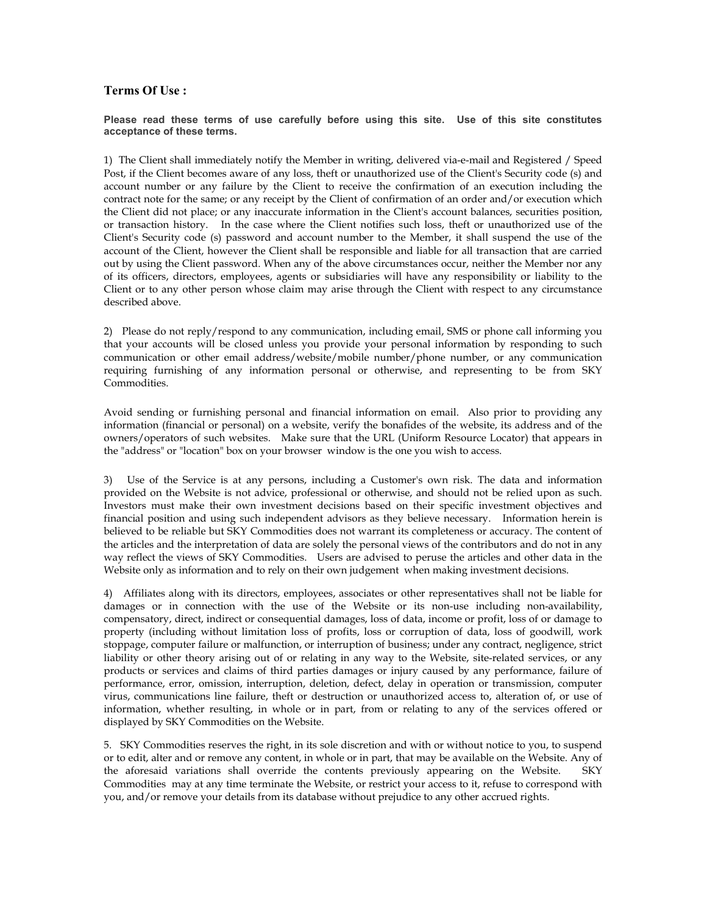## Terms Of Use :

**Please read these terms of use carefully before using this site. Use of this site constitutes acceptance of these terms.**

1) The Client shall immediately notify the Member in writing, delivered via-e-mail and Registered / Speed Post, if the Client becomes aware of any loss, theft or unauthorized use of the Client's Security code (s) and account number or any failure by the Client to receive the confirmation of an execution including the contract note for the same; or any receipt by the Client of confirmation of an order and/or execution which the Client did not place; or any inaccurate information in the Client's account balances, securities position, or transaction history. In the case where the Client notifies such loss, theft or unauthorized use of the Client's Security code (s) password and account number to the Member, it shall suspend the use of the account of the Client, however the Client shall be responsible and liable for all transaction that are carried out by using the Client password. When any of the above circumstances occur, neither the Member nor any of its officers, directors, employees, agents or subsidiaries will have any responsibility or liability to the Client or to any other person whose claim may arise through the Client with respect to any circumstance described above.

2) Please do not reply/respond to any communication, including email, SMS or phone call informing you that your accounts will be closed unless you provide your personal information by responding to such communication or other email address/website/mobile number/phone number, or any communication requiring furnishing of any information personal or otherwise, and representing to be from SKY Commodities.

Avoid sending or furnishing personal and financial information on email. Also prior to providing any information (financial or personal) on a website, verify the bonafides of the website, its address and of the owners/operators of such websites. Make sure that the URL (Uniform Resource Locator) that appears in the "address" or "location" box on your browser window is the one you wish to access.

3) Use of the Service is at any persons, including a Customer's own risk. The data and information provided on the Website is not advice, professional or otherwise, and should not be relied upon as such. Investors must make their own investment decisions based on their specific investment objectives and financial position and using such independent advisors as they believe necessary. Information herein is believed to be reliable but SKY Commodities does not warrant its completeness or accuracy. The content of the articles and the interpretation of data are solely the personal views of the contributors and do not in any way reflect the views of SKY Commodities. Users are advised to peruse the articles and other data in the Website only as information and to rely on their own judgement when making investment decisions.

4) Affiliates along with its directors, employees, associates or other representatives shall not be liable for damages or in connection with the use of the Website or its non-use including non-availability, compensatory, direct, indirect or consequential damages, loss of data, income or profit, loss of or damage to property (including without limitation loss of profits, loss or corruption of data, loss of goodwill, work stoppage, computer failure or malfunction, or interruption of business; under any contract, negligence, strict liability or other theory arising out of or relating in any way to the Website, site-related services, or any products or services and claims of third parties damages or injury caused by any performance, failure of performance, error, omission, interruption, deletion, defect, delay in operation or transmission, computer virus, communications line failure, theft or destruction or unauthorized access to, alteration of, or use of information, whether resulting, in whole or in part, from or relating to any of the services offered or displayed by SKY Commodities on the Website.

5. SKY Commodities reserves the right, in its sole discretion and with or without notice to you, to suspend or to edit, alter and or remove any content, in whole or in part, that may be available on the Website. Any of the aforesaid variations shall override the contents previously appearing on the Website. SKY Commodities may at any time terminate the Website, or restrict your access to it, refuse to correspond with you, and/or remove your details from its database without prejudice to any other accrued rights.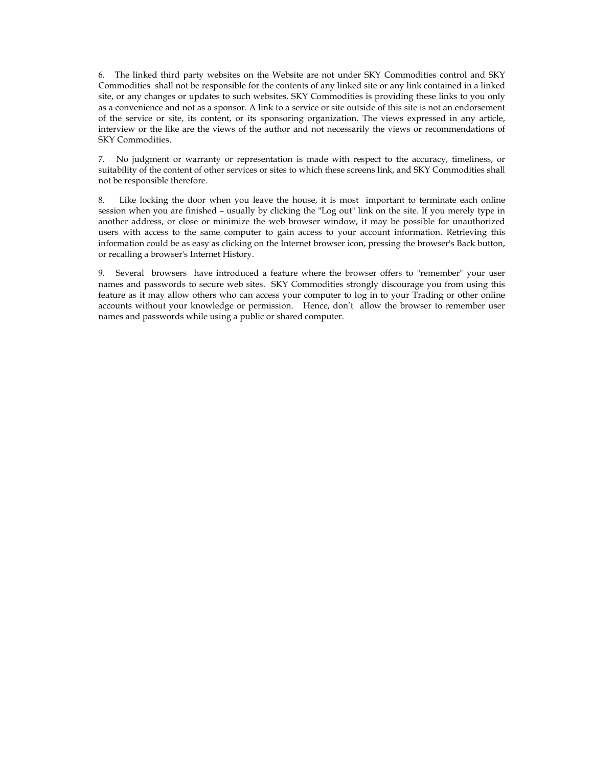6. The linked third party websites on the Website are not under SKY Commodities control and SKY Commodities shall not be responsible for the contents of any linked site or any link contained in a linked site, or any changes or updates to such websites. SKY Commodities is providing these links to you only as a convenience and not as a sponsor. A link to a service or site outside of this site is not an endorsement of the service or site, its content, or its sponsoring organization. The views expressed in any article, interview or the like are the views of the author and not necessarily the views or recommendations of SKY Commodities.

7. No judgment or warranty or representation is made with respect to the accuracy, timeliness, or suitability of the content of other services or sites to which these screens link, and SKY Commodities shall not be responsible therefore.

8. Like locking the door when you leave the house, it is most important to terminate each online session when you are finished – usually by clicking the "Log out" link on the site. If you merely type in another address, or close or minimize the web browser window, it may be possible for unauthorized users with access to the same computer to gain access to your account information. Retrieving this information could be as easy as clicking on the Internet browser icon, pressing the browser's Back button, or recalling a browser's Internet History.

9. Several browsers have introduced a feature where the browser offers to "remember" your user names and passwords to secure web sites. SKY Commodities strongly discourage you from using this feature as it may allow others who can access your computer to log in to your Trading or other online accounts without your knowledge or permission. Hence, don't allow the browser to remember user names and passwords while using a public or shared computer.